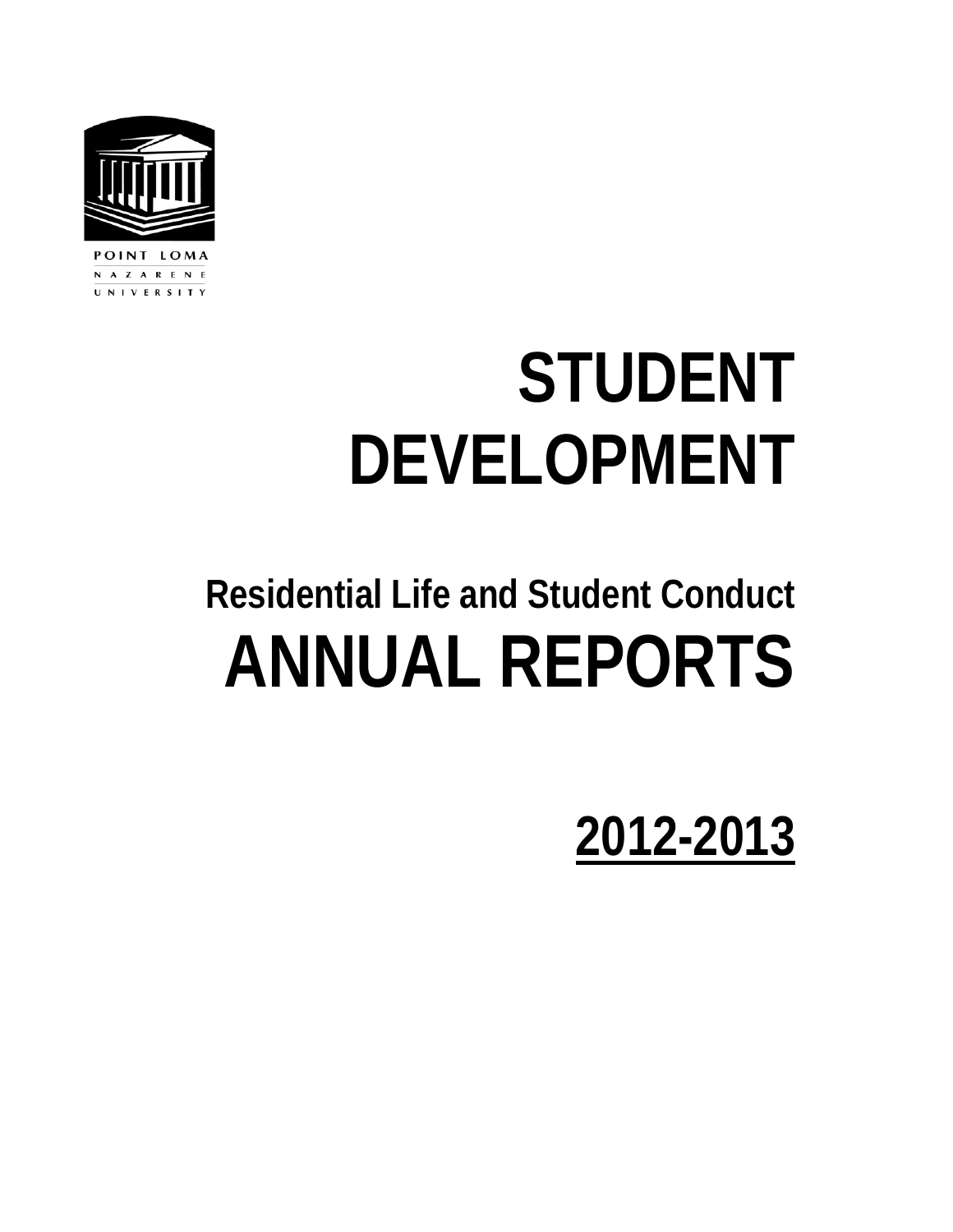POINT LOMA
NAZARENE
UNIVERSITY

# STUDENT DEVELOPMENT

## Residential Life and Student Conduct

# ANNUAL REPORTS

## 2012-2013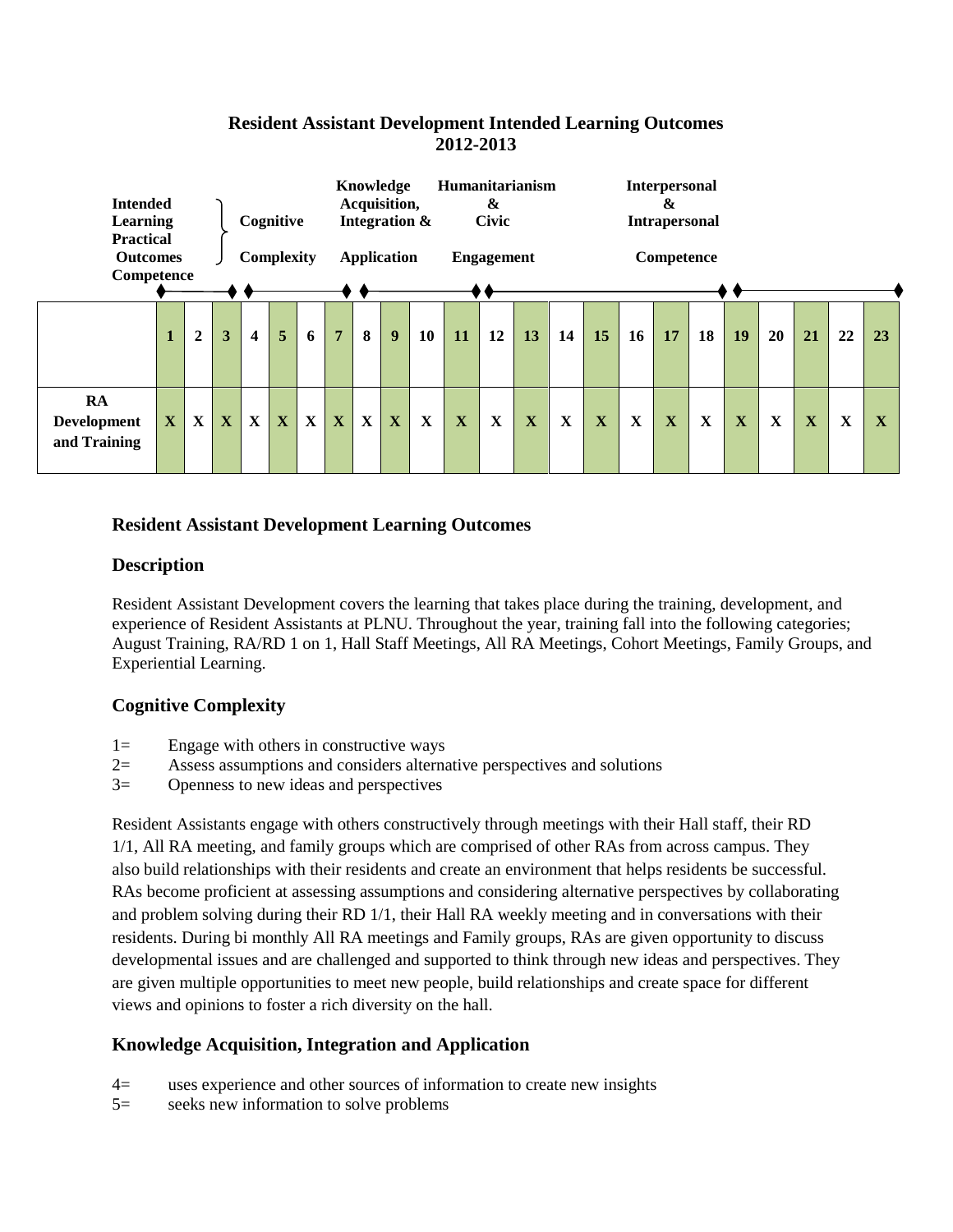## Resident Assistant Development Intended Learning Outcomes
## 2012-2013

| Intended Learning Practical Outcomes Competence | Cognitive Complexity | | | Knowledge Acquisition, Integration & Application | | | | Humanitarianism & Civic Engagement | | | | | | | | Interpersonal & Intrapersonal Competence | | | | | | |
|---|---|---|---|---|---|---|---|---|---|---|---|---|---|---|---|---|---|---|---|---|---|---|
| | 1 | 2 | 3 | 4 | 5 | 6 | 7 | 8 | 9 | 10 | 11 | 12 | 13 | 14 | 15 | 16 | 17 | 18 | 19 | 20 | 21 | 22 | 23 |
| RA Development and Training | X | X | X | X | X | X | X | X | X | X | X | X | X | X | X | X | X | X | X | X | X | X | X |

### Resident Assistant Development Learning Outcomes

### Description

Resident Assistant Development covers the learning that takes place during the training, development, and experience of Resident Assistants at PLNU. Throughout the year, training fall into the following categories; August Training, RA/RD 1 on 1, Hall Staff Meetings, All RA Meetings, Cohort Meetings, Family Groups, and Experiential Learning.

### Cognitive Complexity

1= Engage with others in constructive ways
2= Assess assumptions and considers alternative perspectives and solutions
3= Openness to new ideas and perspectives

Resident Assistants engage with others constructively through meetings with their Hall staff, their RD 1/1, All RA meeting, and family groups which are comprised of other RAs from across campus. They also build relationships with their residents and create an environment that helps residents be successful. RAs become proficient at assessing assumptions and considering alternative perspectives by collaborating and problem solving during their RD 1/1, their Hall RA weekly meeting and in conversations with their residents. During bi monthly All RA meetings and Family groups, RAs are given opportunity to discuss developmental issues and are challenged and supported to think through new ideas and perspectives. They are given multiple opportunities to meet new people, build relationships and create space for different views and opinions to foster a rich diversity on the hall.

### Knowledge Acquisition, Integration and Application

4= uses experience and other sources of information to create new insights
5= seeks new information to solve problems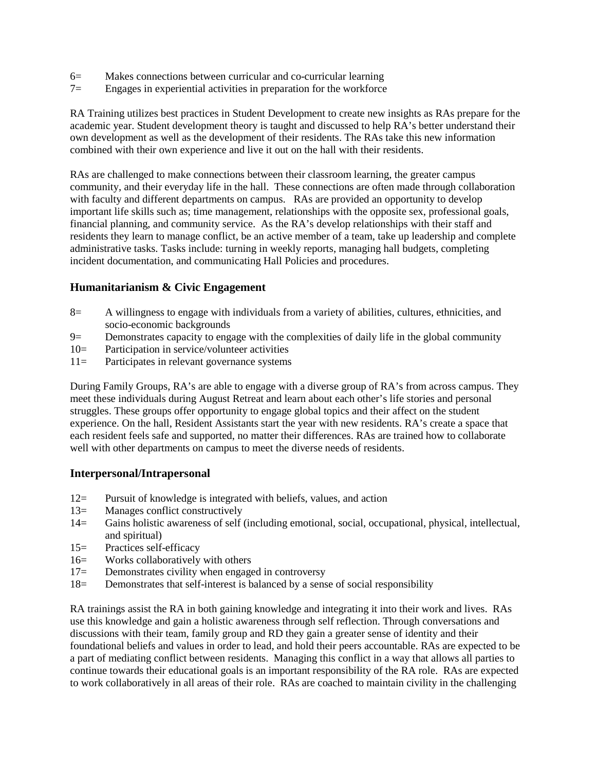6= Makes connections between curricular and co-curricular learning
7= Engages in experiential activities in preparation for the workforce

RA Training utilizes best practices in Student Development to create new insights as RAs prepare for the academic year. Student development theory is taught and discussed to help RA's better understand their own development as well as the development of their residents. The RAs take this new information combined with their own experience and live it out on the hall with their residents.

RAs are challenged to make connections between their classroom learning, the greater campus community, and their everyday life in the hall. These connections are often made through collaboration with faculty and different departments on campus. RAs are provided an opportunity to develop important life skills such as; time management, relationships with the opposite sex, professional goals, financial planning, and community service. As the RA's develop relationships with their staff and residents they learn to manage conflict, be an active member of a team, take up leadership and complete administrative tasks. Tasks include: turning in weekly reports, managing hall budgets, completing incident documentation, and communicating Hall Policies and procedures.

## Humanitarianism & Civic Engagement

8= A willingness to engage with individuals from a variety of abilities, cultures, ethnicities, and socio-economic backgrounds
9= Demonstrates capacity to engage with the complexities of daily life in the global community
10= Participation in service/volunteer activities
11= Participates in relevant governance systems

During Family Groups, RA's are able to engage with a diverse group of RA's from across campus. They meet these individuals during August Retreat and learn about each other's life stories and personal struggles. These groups offer opportunity to engage global topics and their affect on the student experience. On the hall, Resident Assistants start the year with new residents. RA's create a space that each resident feels safe and supported, no matter their differences. RAs are trained how to collaborate well with other departments on campus to meet the diverse needs of residents.

## Interpersonal/Intrapersonal

12= Pursuit of knowledge is integrated with beliefs, values, and action
13= Manages conflict constructively
14= Gains holistic awareness of self (including emotional, social, occupational, physical, intellectual, and spiritual)
15= Practices self-efficacy
16= Works collaboratively with others
17= Demonstrates civility when engaged in controversy
18= Demonstrates that self-interest is balanced by a sense of social responsibility

RA trainings assist the RA in both gaining knowledge and integrating it into their work and lives. RAs use this knowledge and gain a holistic awareness through self reflection. Through conversations and discussions with their team, family group and RD they gain a greater sense of identity and their foundational beliefs and values in order to lead, and hold their peers accountable. RAs are expected to be a part of mediating conflict between residents. Managing this conflict in a way that allows all parties to continue towards their educational goals is an important responsibility of the RA role. RAs are expected to work collaboratively in all areas of their role. RAs are coached to maintain civility in the challenging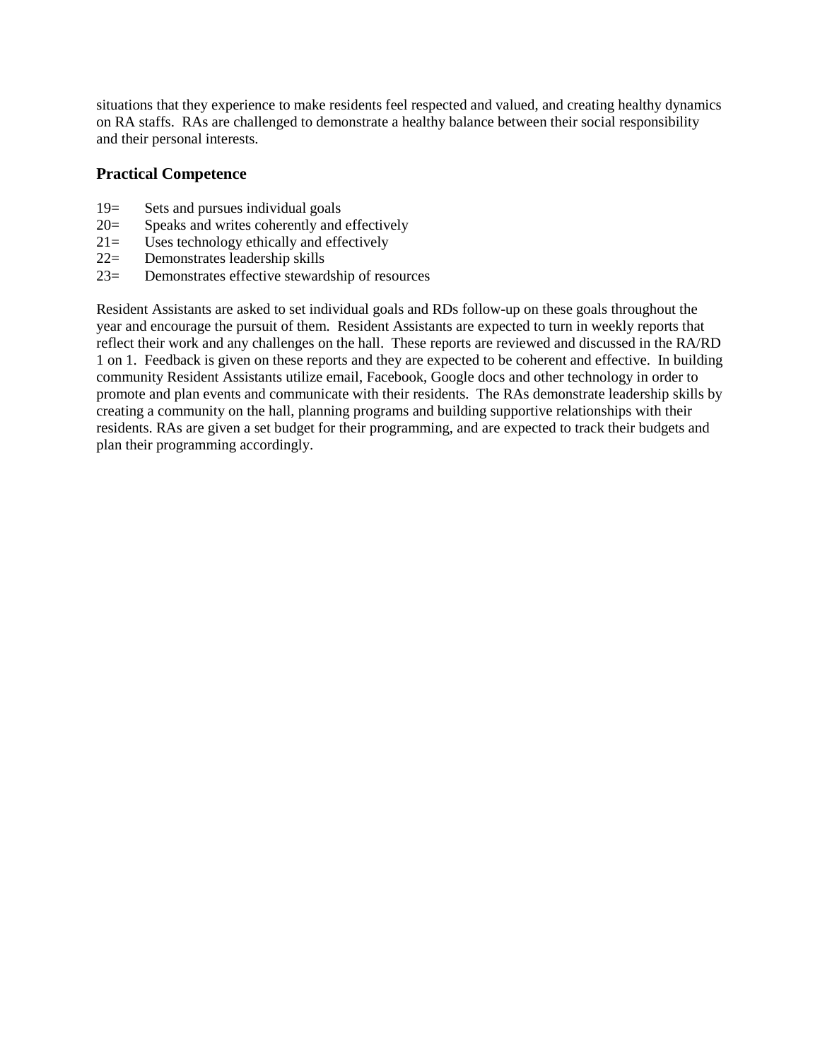situations that they experience to make residents feel respected and valued, and creating healthy dynamics on RA staffs. RAs are challenged to demonstrate a healthy balance between their social responsibility and their personal interests.

### Practical Competence

19= Sets and pursues individual goals
20= Speaks and writes coherently and effectively
21= Uses technology ethically and effectively
22= Demonstrates leadership skills
23= Demonstrates effective stewardship of resources

Resident Assistants are asked to set individual goals and RDs follow-up on these goals throughout the year and encourage the pursuit of them. Resident Assistants are expected to turn in weekly reports that reflect their work and any challenges on the hall. These reports are reviewed and discussed in the RA/RD 1 on 1. Feedback is given on these reports and they are expected to be coherent and effective. In building community Resident Assistants utilize email, Facebook, Google docs and other technology in order to promote and plan events and communicate with their residents. The RAs demonstrate leadership skills by creating a community on the hall, planning programs and building supportive relationships with their residents. RAs are given a set budget for their programming, and are expected to track their budgets and plan their programming accordingly.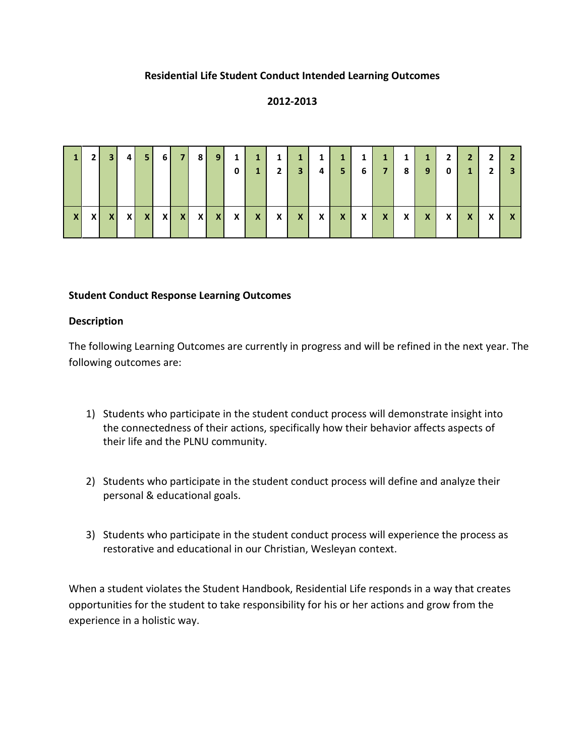**Residential Life Student Conduct Intended Learning Outcomes**

**2012-2013**

| 1 | 2 | 3 | 4 | 5 | 6 | 7 | 8 | 9 | 10 | 11 | 12 | 13 | 14 | 15 | 16 | 17 | 18 | 19 | 20 | 21 | 22 | 23 |
|---|---|---|---|---|---|---|---|---|---|---|---|---|---|---|---|---|---|---|---|---|---|---|
| X | X | X | X | X | X | X | X | X | X | X | X | X | X | X | X | X | X | X | X | X | X | X |

**Student Conduct Response Learning Outcomes**

**Description**

The following Learning Outcomes are currently in progress and will be refined in the next year. The following outcomes are:

1) Students who participate in the student conduct process will demonstrate insight into the connectedness of their actions, specifically how their behavior affects aspects of their life and the PLNU community.

2) Students who participate in the student conduct process will define and analyze their personal & educational goals.

3) Students who participate in the student conduct process will experience the process as restorative and educational in our Christian, Wesleyan context.

When a student violates the Student Handbook, Residential Life responds in a way that creates opportunities for the student to take responsibility for his or her actions and grow from the experience in a holistic way.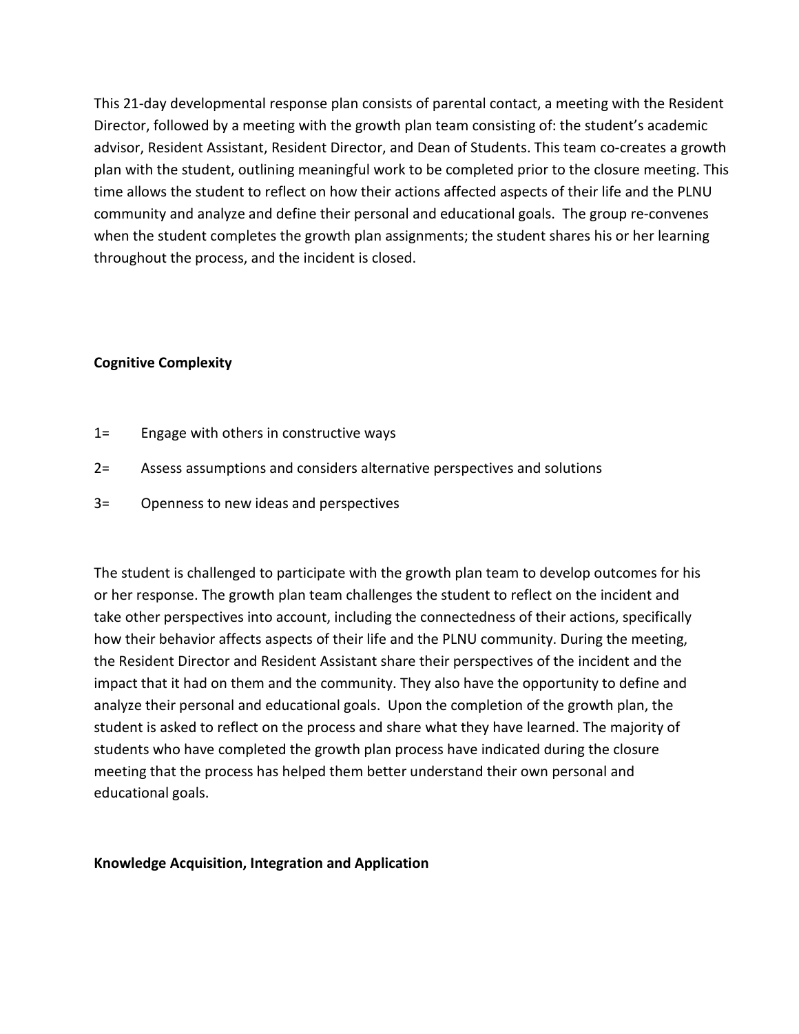This 21-day developmental response plan consists of parental contact, a meeting with the Resident Director, followed by a meeting with the growth plan team consisting of: the student's academic advisor, Resident Assistant, Resident Director, and Dean of Students. This team co-creates a growth plan with the student, outlining meaningful work to be completed prior to the closure meeting. This time allows the student to reflect on how their actions affected aspects of their life and the PLNU community and analyze and define their personal and educational goals. The group re-convenes when the student completes the growth plan assignments; the student shares his or her learning throughout the process, and the incident is closed.

**Cognitive Complexity**

1= Engage with others in constructive ways

2= Assess assumptions and considers alternative perspectives and solutions

3= Openness to new ideas and perspectives

The student is challenged to participate with the growth plan team to develop outcomes for his or her response. The growth plan team challenges the student to reflect on the incident and take other perspectives into account, including the connectedness of their actions, specifically how their behavior affects aspects of their life and the PLNU community. During the meeting, the Resident Director and Resident Assistant share their perspectives of the incident and the impact that it had on them and the community. They also have the opportunity to define and analyze their personal and educational goals. Upon the completion of the growth plan, the student is asked to reflect on the process and share what they have learned. The majority of students who have completed the growth plan process have indicated during the closure meeting that the process has helped them better understand their own personal and educational goals.

**Knowledge Acquisition, Integration and Application**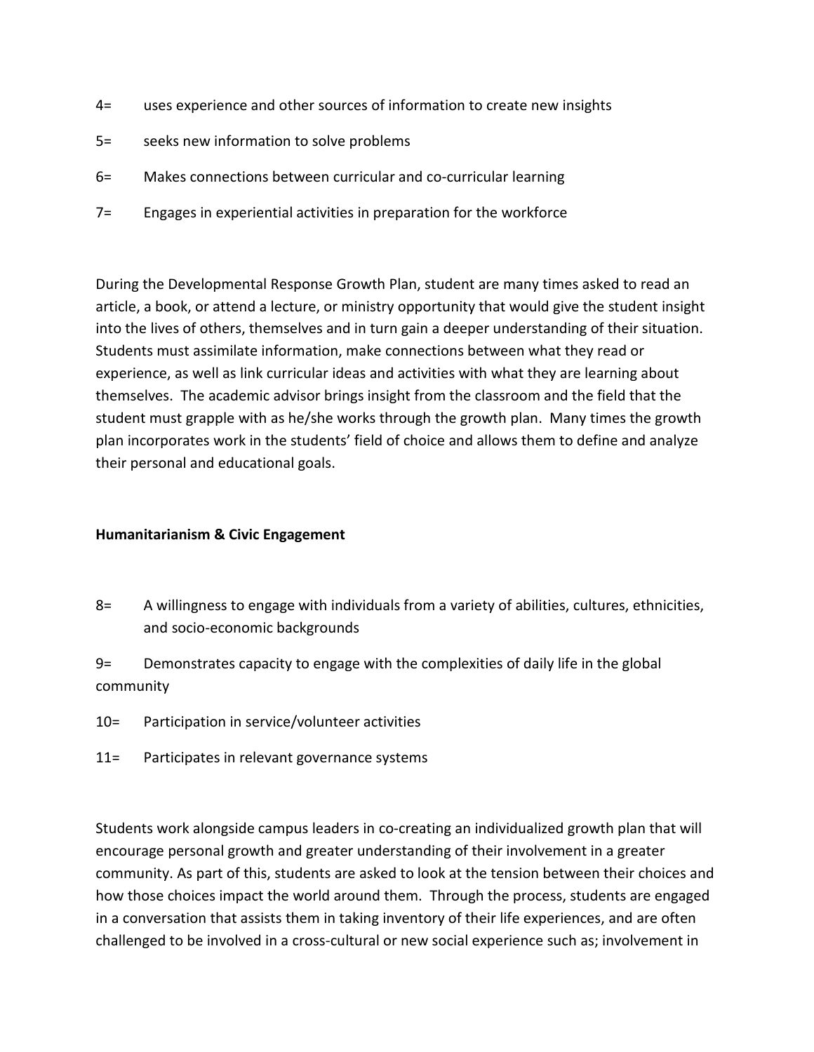4= uses experience and other sources of information to create new insights

5= seeks new information to solve problems

6= Makes connections between curricular and co-curricular learning

7= Engages in experiential activities in preparation for the workforce

During the Developmental Response Growth Plan, student are many times asked to read an article, a book, or attend a lecture, or ministry opportunity that would give the student insight into the lives of others, themselves and in turn gain a deeper understanding of their situation. Students must assimilate information, make connections between what they read or experience, as well as link curricular ideas and activities with what they are learning about themselves. The academic advisor brings insight from the classroom and the field that the student must grapple with as he/she works through the growth plan. Many times the growth plan incorporates work in the students' field of choice and allows them to define and analyze their personal and educational goals.

**Humanitarianism & Civic Engagement**

8= A willingness to engage with individuals from a variety of abilities, cultures, ethnicities, and socio-economic backgrounds

9= Demonstrates capacity to engage with the complexities of daily life in the global community

10= Participation in service/volunteer activities

11= Participates in relevant governance systems

Students work alongside campus leaders in co-creating an individualized growth plan that will encourage personal growth and greater understanding of their involvement in a greater community. As part of this, students are asked to look at the tension between their choices and how those choices impact the world around them. Through the process, students are engaged in a conversation that assists them in taking inventory of their life experiences, and are often challenged to be involved in a cross-cultural or new social experience such as; involvement in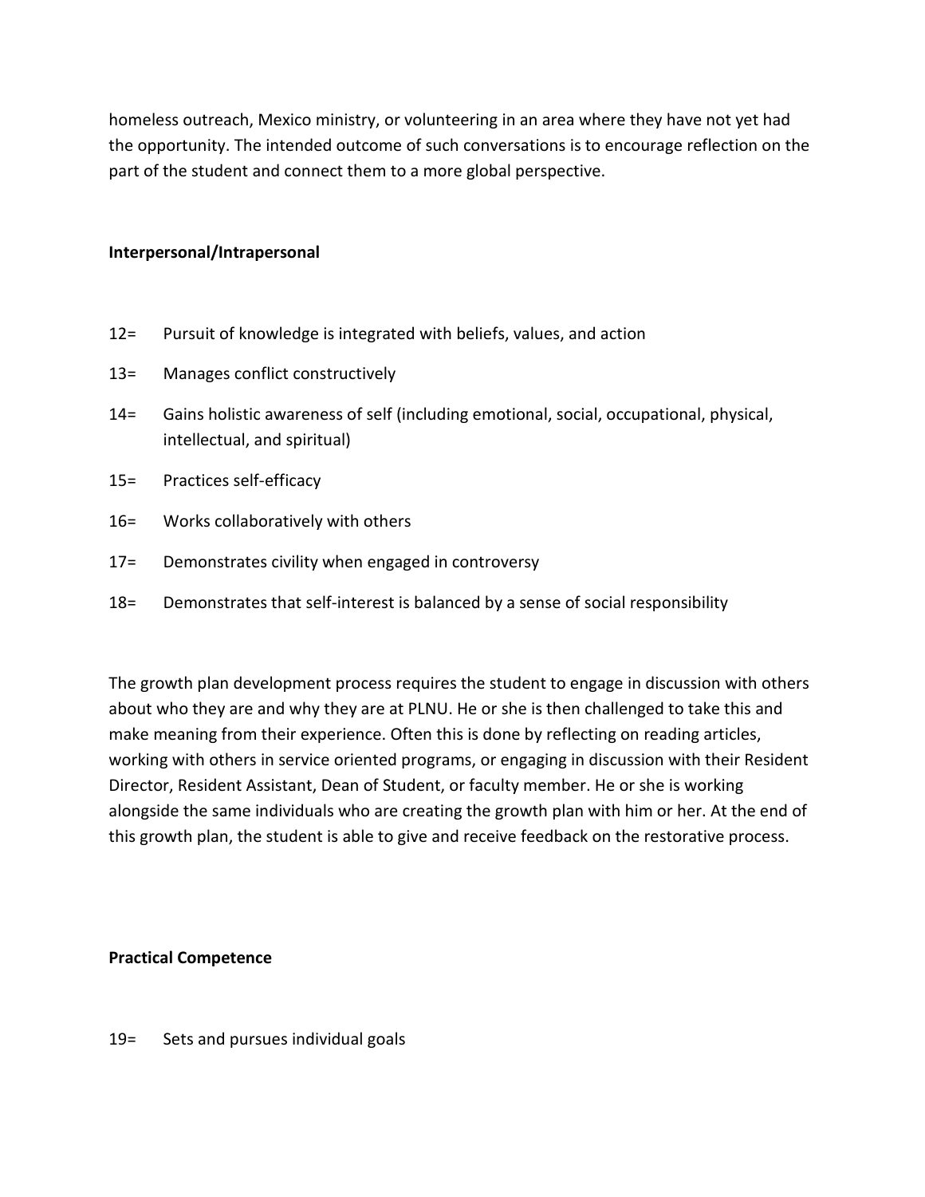homeless outreach, Mexico ministry, or volunteering in an area where they have not yet had the opportunity. The intended outcome of such conversations is to encourage reflection on the part of the student and connect them to a more global perspective.

**Interpersonal/Intrapersonal**

12= Pursuit of knowledge is integrated with beliefs, values, and action

13= Manages conflict constructively

14= Gains holistic awareness of self (including emotional, social, occupational, physical, intellectual, and spiritual)

15= Practices self-efficacy

16= Works collaboratively with others

17= Demonstrates civility when engaged in controversy

18= Demonstrates that self-interest is balanced by a sense of social responsibility

The growth plan development process requires the student to engage in discussion with others about who they are and why they are at PLNU. He or she is then challenged to take this and make meaning from their experience. Often this is done by reflecting on reading articles, working with others in service oriented programs, or engaging in discussion with their Resident Director, Resident Assistant, Dean of Student, or faculty member. He or she is working alongside the same individuals who are creating the growth plan with him or her. At the end of this growth plan, the student is able to give and receive feedback on the restorative process.

**Practical Competence**

19= Sets and pursues individual goals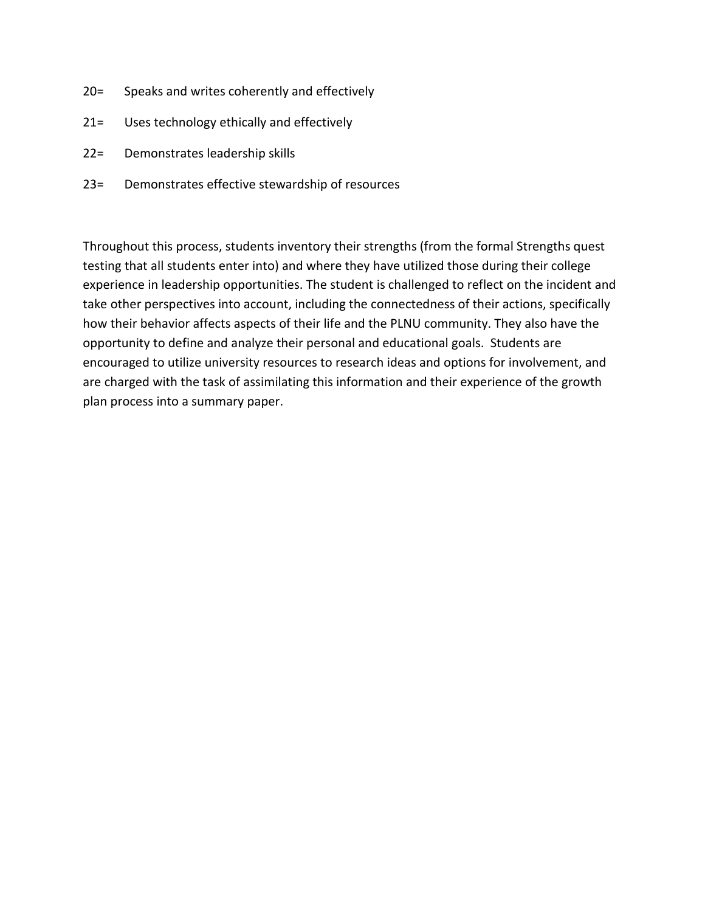20= Speaks and writes coherently and effectively

21= Uses technology ethically and effectively

22= Demonstrates leadership skills

23= Demonstrates effective stewardship of resources

Throughout this process, students inventory their strengths (from the formal Strengths quest testing that all students enter into) and where they have utilized those during their college experience in leadership opportunities. The student is challenged to reflect on the incident and take other perspectives into account, including the connectedness of their actions, specifically how their behavior affects aspects of their life and the PLNU community. They also have the opportunity to define and analyze their personal and educational goals. Students are encouraged to utilize university resources to research ideas and options for involvement, and are charged with the task of assimilating this information and their experience of the growth plan process into a summary paper.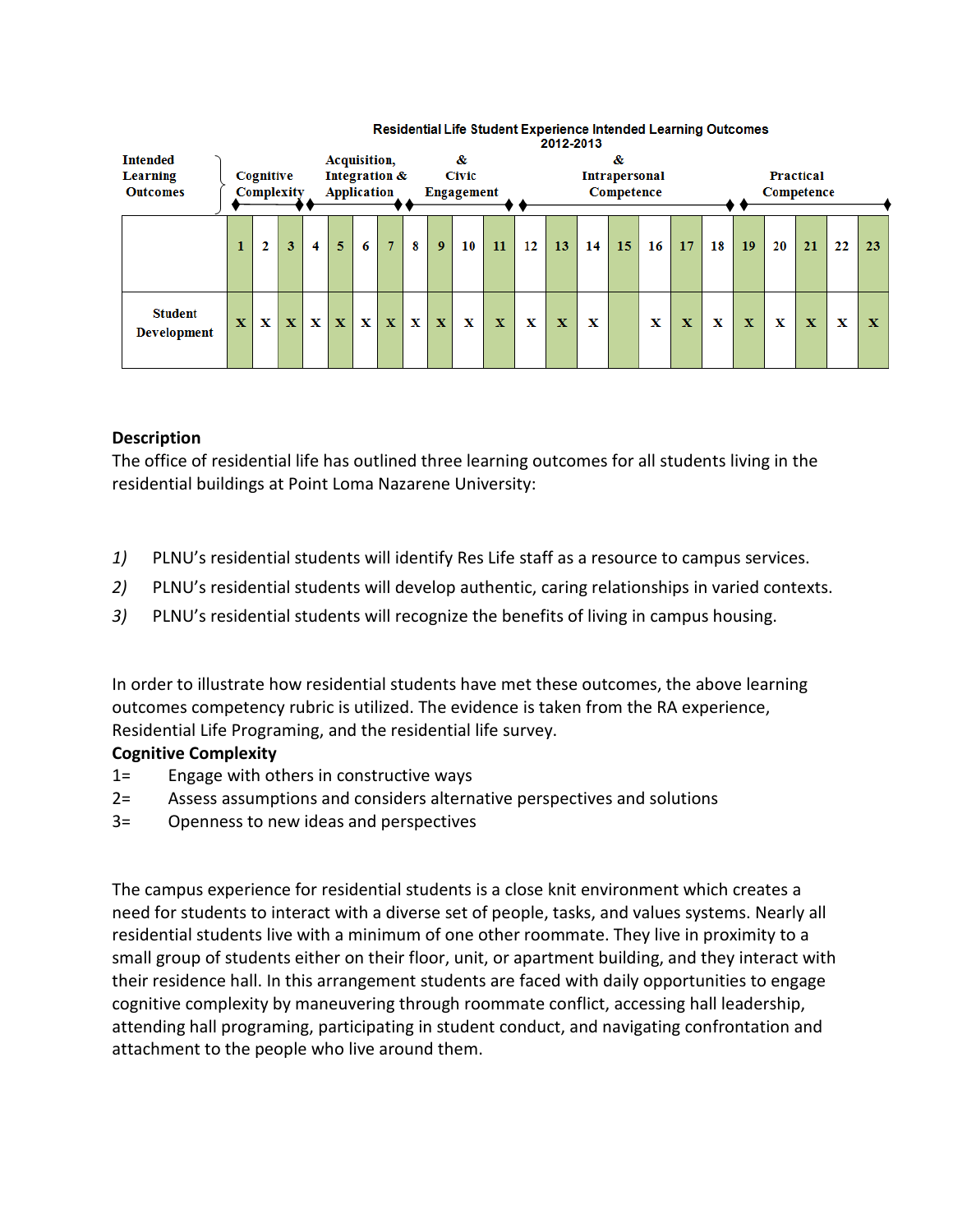Residential Life Student Experience Intended Learning Outcomes
2012-2013

| Intended Learning Outcomes | Cognitive Complexity | | | | Acquisition, Integration & Application | | | | & Civic Engagement | | | | & Intrapersonal Competence | | | | | | | Practical Competence | | | | |
|---|---|---|---|---|---|---|---|---|---|---|---|---|---|---|---|---|---|---|---|---|---|---|---|
| | 1 | 2 | 3 | 4 | 5 | 6 | 7 | 8 | 9 | 10 | 11 | 12 | 13 | 14 | 15 | 16 | 17 | 18 | 19 | 20 | 21 | 22 | 23 |
| Student Development | X | X | X | X | X | X | X | X | X | X | X | X | X | X | | X | X | X | X | X | X | X | X |

**Description**

The office of residential life has outlined three learning outcomes for all students living in the residential buildings at Point Loma Nazarene University:

*1)* PLNU's residential students will identify Res Life staff as a resource to campus services.

*2)* PLNU's residential students will develop authentic, caring relationships in varied contexts.

*3)* PLNU's residential students will recognize the benefits of living in campus housing.

In order to illustrate how residential students have met these outcomes, the above learning outcomes competency rubric is utilized. The evidence is taken from the RA experience, Residential Life Programing, and the residential life survey.

**Cognitive Complexity**

1= Engage with others in constructive ways

2= Assess assumptions and considers alternative perspectives and solutions

3= Openness to new ideas and perspectives

The campus experience for residential students is a close knit environment which creates a need for students to interact with a diverse set of people, tasks, and values systems. Nearly all residential students live with a minimum of one other roommate. They live in proximity to a small group of students either on their floor, unit, or apartment building, and they interact with their residence hall. In this arrangement students are faced with daily opportunities to engage cognitive complexity by maneuvering through roommate conflict, accessing hall leadership, attending hall programing, participating in student conduct, and navigating confrontation and attachment to the people who live around them.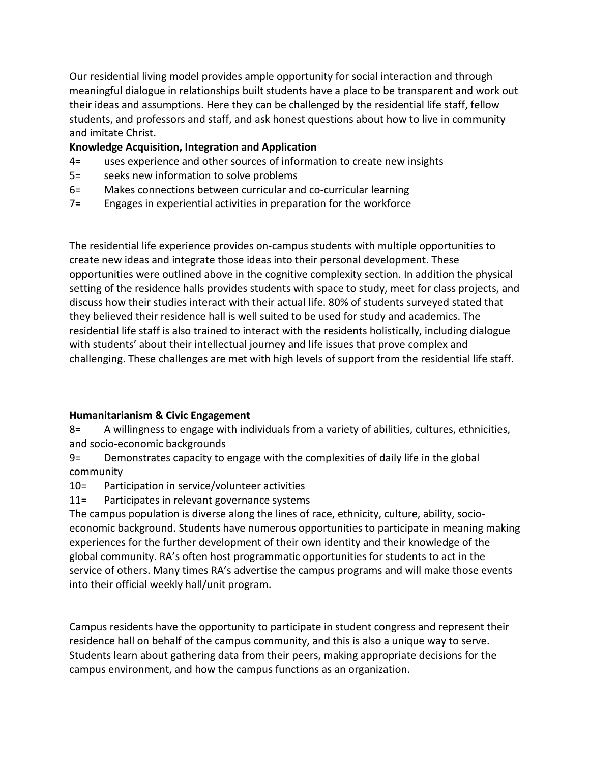Our residential living model provides ample opportunity for social interaction and through meaningful dialogue in relationships built students have a place to be transparent and work out their ideas and assumptions. Here they can be challenged by the residential life staff, fellow students, and professors and staff, and ask honest questions about how to live in community and imitate Christ.

**Knowledge Acquisition, Integration and Application**

4= uses experience and other sources of information to create new insights
5= seeks new information to solve problems
6= Makes connections between curricular and co-curricular learning
7= Engages in experiential activities in preparation for the workforce

The residential life experience provides on-campus students with multiple opportunities to create new ideas and integrate those ideas into their personal development. These opportunities were outlined above in the cognitive complexity section. In addition the physical setting of the residence halls provides students with space to study, meet for class projects, and discuss how their studies interact with their actual life. 80% of students surveyed stated that they believed their residence hall is well suited to be used for study and academics. The residential life staff is also trained to interact with the residents holistically, including dialogue with students' about their intellectual journey and life issues that prove complex and challenging. These challenges are met with high levels of support from the residential life staff.

**Humanitarianism & Civic Engagement**

8= A willingness to engage with individuals from a variety of abilities, cultures, ethnicities, and socio-economic backgrounds
9= Demonstrates capacity to engage with the complexities of daily life in the global community
10= Participation in service/volunteer activities
11= Participates in relevant governance systems

The campus population is diverse along the lines of race, ethnicity, culture, ability, socio-economic background. Students have numerous opportunities to participate in meaning making experiences for the further development of their own identity and their knowledge of the global community. RA's often host programmatic opportunities for students to act in the service of others. Many times RA's advertise the campus programs and will make those events into their official weekly hall/unit program.

Campus residents have the opportunity to participate in student congress and represent their residence hall on behalf of the campus community, and this is also a unique way to serve. Students learn about gathering data from their peers, making appropriate decisions for the campus environment, and how the campus functions as an organization.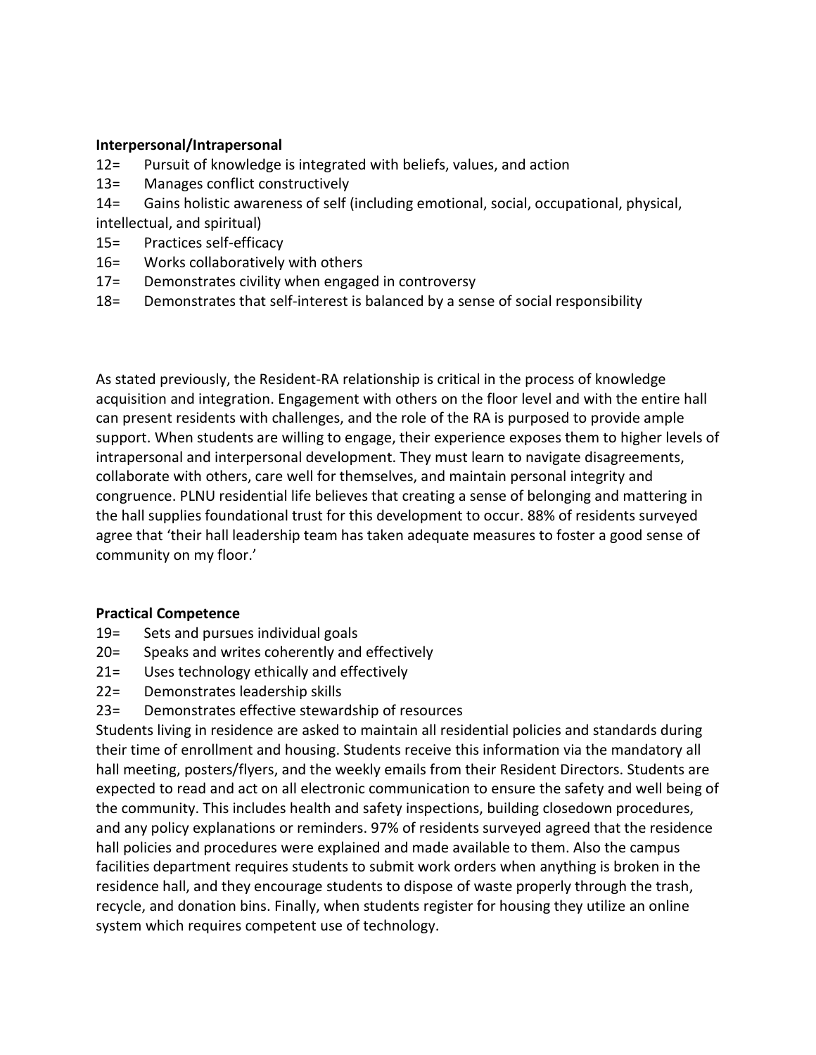**Interpersonal/Intrapersonal**

12= Pursuit of knowledge is integrated with beliefs, values, and action

13= Manages conflict constructively

14= Gains holistic awareness of self (including emotional, social, occupational, physical, intellectual, and spiritual)

15= Practices self-efficacy

16= Works collaboratively with others

17= Demonstrates civility when engaged in controversy

18= Demonstrates that self-interest is balanced by a sense of social responsibility

As stated previously, the Resident-RA relationship is critical in the process of knowledge acquisition and integration. Engagement with others on the floor level and with the entire hall can present residents with challenges, and the role of the RA is purposed to provide ample support. When students are willing to engage, their experience exposes them to higher levels of intrapersonal and interpersonal development. They must learn to navigate disagreements, collaborate with others, care well for themselves, and maintain personal integrity and congruence. PLNU residential life believes that creating a sense of belonging and mattering in the hall supplies foundational trust for this development to occur. 88% of residents surveyed agree that 'their hall leadership team has taken adequate measures to foster a good sense of community on my floor.'

**Practical Competence**

19= Sets and pursues individual goals

20= Speaks and writes coherently and effectively

21= Uses technology ethically and effectively

22= Demonstrates leadership skills

23= Demonstrates effective stewardship of resources

Students living in residence are asked to maintain all residential policies and standards during their time of enrollment and housing. Students receive this information via the mandatory all hall meeting, posters/flyers, and the weekly emails from their Resident Directors. Students are expected to read and act on all electronic communication to ensure the safety and well being of the community. This includes health and safety inspections, building closedown procedures, and any policy explanations or reminders. 97% of residents surveyed agreed that the residence hall policies and procedures were explained and made available to them. Also the campus facilities department requires students to submit work orders when anything is broken in the residence hall, and they encourage students to dispose of waste properly through the trash, recycle, and donation bins. Finally, when students register for housing they utilize an online system which requires competent use of technology.